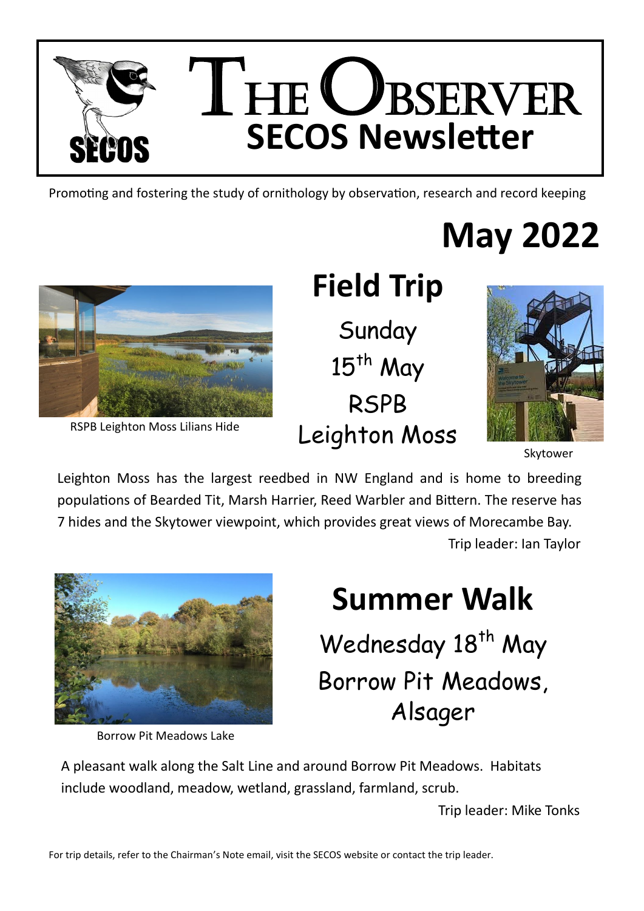# THE OBSERVER

## SECOS Newsletter

Promoting and fostering the study of ornithology by observation, research and record keeping

# May 2022

## Field Trip

Sunday

15th May

RSPB

Leighton Moss

RSPB Leighton Moss Lilians Hide

Skytower

Leighton Moss has the largest reedbed in NW England and is home to breeding populations of Bearded Tit, Marsh Harrier, Reed Warbler and Bittern. The reserve has 7 hides and the Skytower viewpoint, which provides great views of Morecambe Bay.

Trip leader: Ian Taylor

## Summer Walk

Wednesday 18th May

Borrow Pit Meadows, Alsager

Borrow Pit Meadows Lake

A pleasant walk along the Salt Line and around Borrow Pit Meadows. Habitats include woodland, meadow, wetland, grassland, farmland, scrub.

Trip leader: Mike Tonks

For trip details, refer to the Chairman's Note email, visit the SECOS website or contact the trip leader.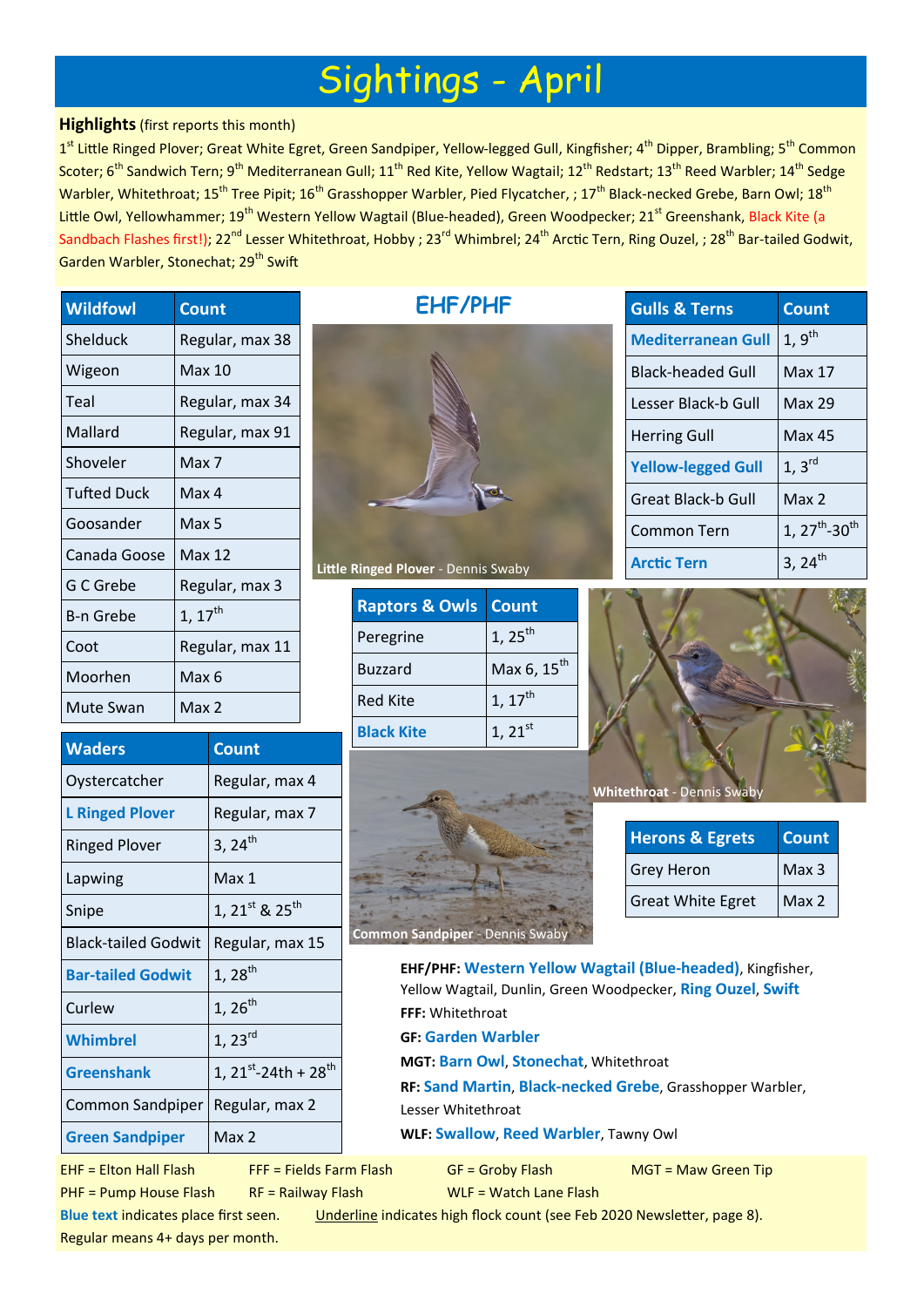# Sightings - April

**Highlights** (first reports this month)

1st Little Ringed Plover; Great White Egret, Green Sandpiper, Yellow-legged Gull, Kingfisher; 4th Dipper, Brambling; 5th Common Scoter; 6th Sandwich Tern; 9th Mediterranean Gull; 11th Red Kite, Yellow Wagtail; 12th Redstart; 13th Reed Warbler; 14th Sedge Warbler, Whitethroat; 15th Tree Pipit; 16th Grasshopper Warbler, Pied Flycatcher, ; 17th Black-necked Grebe, Barn Owl; 18th Little Owl, Yellowhammer; 19th Western Yellow Wagtail (Blue-headed), Green Woodpecker; 21st Greenshank, Black Kite (a Sandbach Flashes first!); 22nd Lesser Whitethroat, Hobby ; 23rd Whimbrel; 24th Arctic Tern, Ring Ouzel, ; 28th Bar-tailed Godwit, Garden Warbler, Stonechat; 29th Swift

| Wildfowl | Count |
|---|---|
| Shelduck | Regular, max 38 |
| Wigeon | Max 10 |
| Teal | Regular, max 34 |
| Mallard | Regular, max 91 |
| Shoveler | Max 7 |
| Tufted Duck | Max 4 |
| Goosander | Max 5 |
| Canada Goose | Max 12 |
| G C Grebe | Regular, max 3 |
| B-n Grebe | 1, 17th |
| Coot | Regular, max 11 |
| Moorhen | Max 6 |
| Mute Swan | Max 2 |

| Waders | Count |
|---|---|
| Oystercatcher | Regular, max 4 |
| **L Ringed Plover** | Regular, max 7 |
| Ringed Plover | 3, 24th |
| Lapwing | Max 1 |
| Snipe | 1, 21st & 25th |
| Black-tailed Godwit | Regular, max 15 |
| **Bar-tailed Godwit** | 1, 28th |
| Curlew | 1, 26th |
| **Whimbrel** | 1, 23rd |
| **Greenshank** | 1, 21st-24th + 28th |
| Common Sandpiper | Regular, max 2 |
| **Green Sandpiper** | Max 2 |

## EHF/PHF

Little Ringed Plover - Dennis Swaby

| Gulls & Terns | Count |
|---|---|
| **Mediterranean Gull** | 1, 9th |
| Black-headed Gull | Max 17 |
| Lesser Black-b Gull | Max 29 |
| Herring Gull | Max 45 |
| **Yellow-legged Gull** | 1, 3rd |
| Great Black-b Gull | Max 2 |
| Common Tern | 1, 27th-30th |
| **Arctic Tern** | 3, 24th |

| Raptors & Owls | Count |
|---|---|
| Peregrine | 1, 25th |
| Buzzard | Max 6, 15th |
| Red Kite | 1, 17th |
| **Black Kite** | 1, 21st |

Whitethroat - Dennis Swaby

Common Sandpiper - Dennis Swaby

| Herons & Egrets | Count |
|---|---|
| Grey Heron | Max 3 |
| Great White Egret | Max 2 |

**EHF/PHF:** **Western Yellow Wagtail (Blue-headed)**, Kingfisher, Yellow Wagtail, Dunlin, Green Woodpecker, **Ring Ouzel**, **Swift**

**FFF:** Whitethroat

**GF:** **Garden Warbler**

**MGT:** **Barn Owl**, **Stonechat**, Whitethroat

**RF:** **Sand Martin**, **Black-necked Grebe**, Grasshopper Warbler, Lesser Whitethroat

**WLF:** **Swallow**, **Reed Warbler**, Tawny Owl

EHF = Elton Hall Flash    FFF = Fields Farm Flash    GF = Groby Flash    MGT = Maw Green Tip
PHF = Pump House Flash    RF = Railway Flash    WLF = Watch Lane Flash

**Blue text** indicates place first seen.    Underline indicates high flock count (see Feb 2020 Newsletter, page 8).

Regular means 4+ days per month.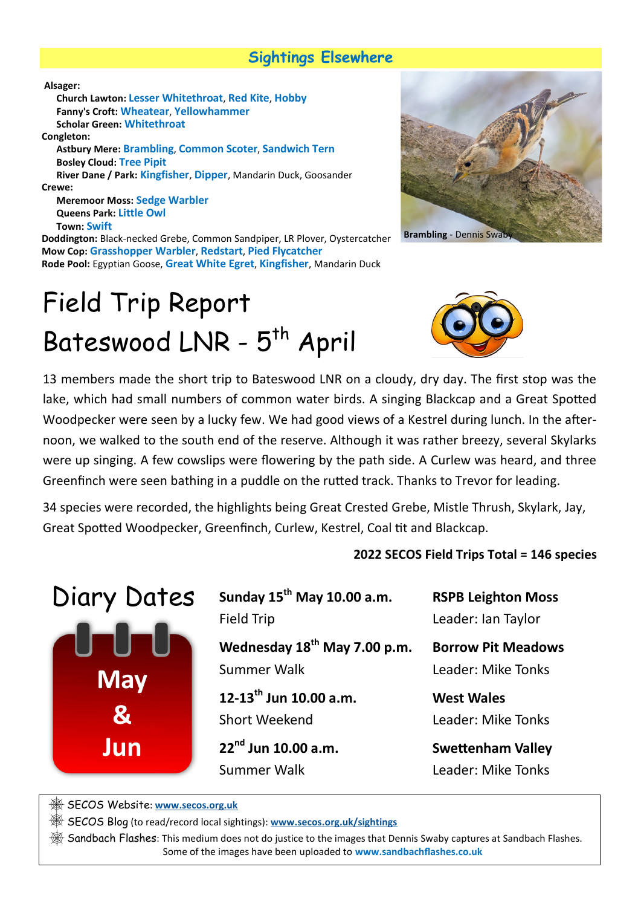## Sightings Elsewhere

**Alsager:**
- **Church Lawton:** Lesser Whitethroat, Red Kite, Hobby
- **Fanny's Croft:** Wheatear, Yellowhammer
- **Scholar Green:** Whitethroat

**Congleton:**
- **Astbury Mere:** Brambling, Common Scoter, Sandwich Tern
- **Bosley Cloud:** Tree Pipit
- **River Dane / Park:** Kingfisher, Dipper, Mandarin Duck, Goosander

**Crewe:**
- **Meremoor Moss:** Sedge Warbler
- **Queens Park:** Little Owl
- **Town:** Swift

**Doddington:** Black-necked Grebe, Common Sandpiper, LR Plover, Oystercatcher
**Mow Cop:** Grasshopper Warbler, Redstart, Pied Flycatcher
**Rode Pool:** Egyptian Goose, Great White Egret, Kingfisher, Mandarin Duck

**Brambling** - Dennis Swaby

# Field Trip Report
# Bateswood LNR - 5th April

13 members made the short trip to Bateswood LNR on a cloudy, dry day. The first stop was the lake, which had small numbers of common water birds. A singing Blackcap and a Great Spotted Woodpecker were seen by a lucky few. We had good views of a Kestrel during lunch. In the afternoon, we walked to the south end of the reserve. Although it was rather breezy, several Skylarks were up singing. A few cowslips were flowering by the path side. A Curlew was heard, and three Greenfinch were seen bathing in a puddle on the rutted track. Thanks to Trevor for leading.

34 species were recorded, the highlights being Great Crested Grebe, Mistle Thrush, Skylark, Jay, Great Spotted Woodpecker, Greenfinch, Curlew, Kestrel, Coal tit and Blackcap.

**2022 SECOS Field Trips Total = 146 species**

## Diary Dates

May & Jun

| | |
|---|---|
| **Sunday 15th May 10.00 a.m.** Field Trip | **RSPB Leighton Moss** Leader: Ian Taylor |
| **Wednesday 18th May 7.00 p.m.** Summer Walk | **Borrow Pit Meadows** Leader: Mike Tonks |
| **12-13th Jun 10.00 a.m.** Short Weekend | **West Wales** Leader: Mike Tonks |
| **22nd Jun 10.00 a.m.** Summer Walk | **Swettenham Valley** Leader: Mike Tonks |

SECOS Website: www.secos.org.uk
SECOS Blog (to read/record local sightings): www.secos.org.uk/sightings
Sandbach Flashes: This medium does not do justice to the images that Dennis Swaby captures at Sandbach Flashes. Some of the images have been uploaded to www.sandbachflashes.co.uk